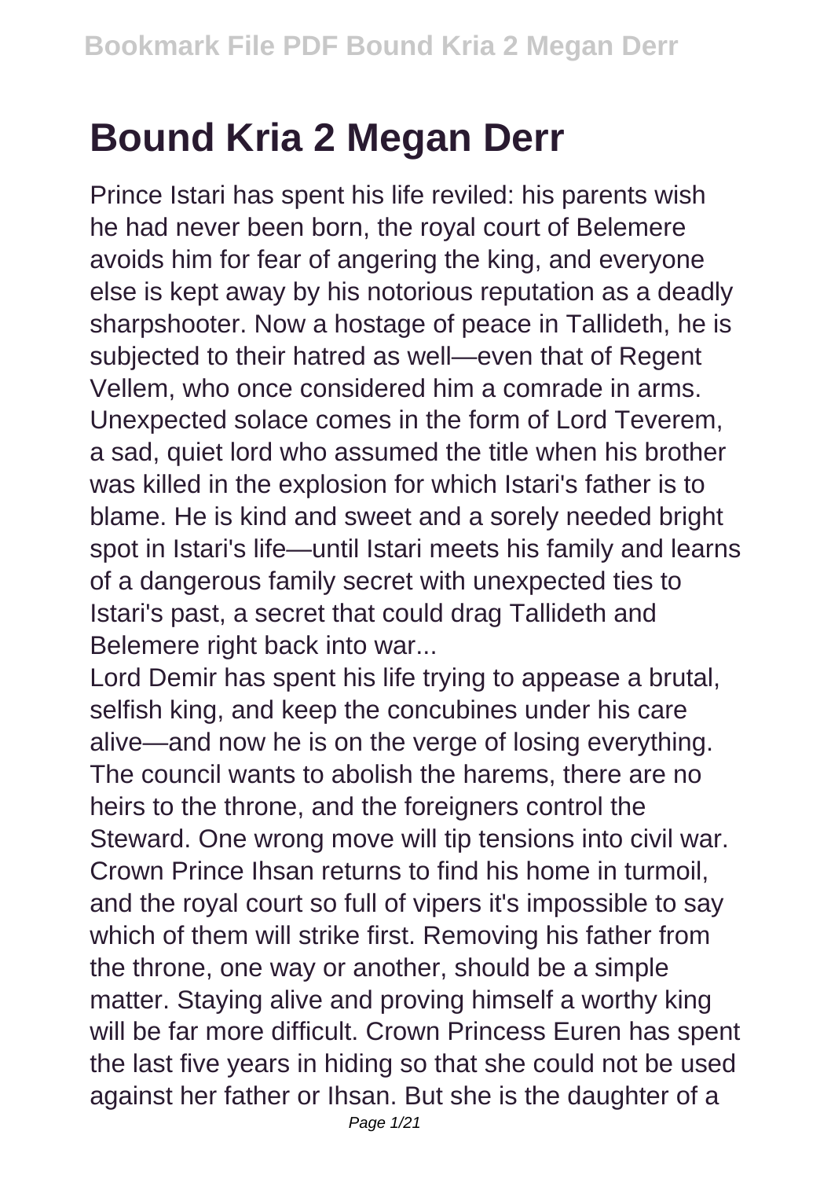# Bound Kria 2 Megan Derr

Prince Istari has spent his life reviled: his parents wish he had never been born, the royal court of Belemere avoids him for fear of angering the king, and everyone else is kept away by his notorious reputation as a deadly sharpshooter. Now a hostage of peace in Tallideth, he is subjected to their hatred as well—even that of Regent Vellem, who once considered him a comrade in arms. Unexpected solace comes in the form of Lord Teverem, a sad, quiet lord who assumed the title when his brother was killed in the explosion for which Istari's father is to blame. He is kind and sweet and a sorely needed bright spot in Istari's life—until Istari meets his family and learns of a dangerous family secret with unexpected ties to Istari's past, a secret that could drag Tallideth and Belemere right back into war...

Lord Demir has spent his life trying to appease a brutal, selfish king, and keep the concubines under his care alive—and now he is on the verge of losing everything. The council wants to abolish the harems, there are no heirs to the throne, and the foreigners control the Steward. One wrong move will tip tensions into civil war. Crown Prince Ihsan returns to find his home in turmoil, and the royal court so full of vipers it's impossible to say which of them will strike first. Removing his father from the throne, one way or another, should be a simple matter. Staying alive and proving himself a worthy king will be far more difficult. Crown Princess Euren has spent the last five years in hiding so that she could not be used against her father or Ihsan. But she is the daughter of a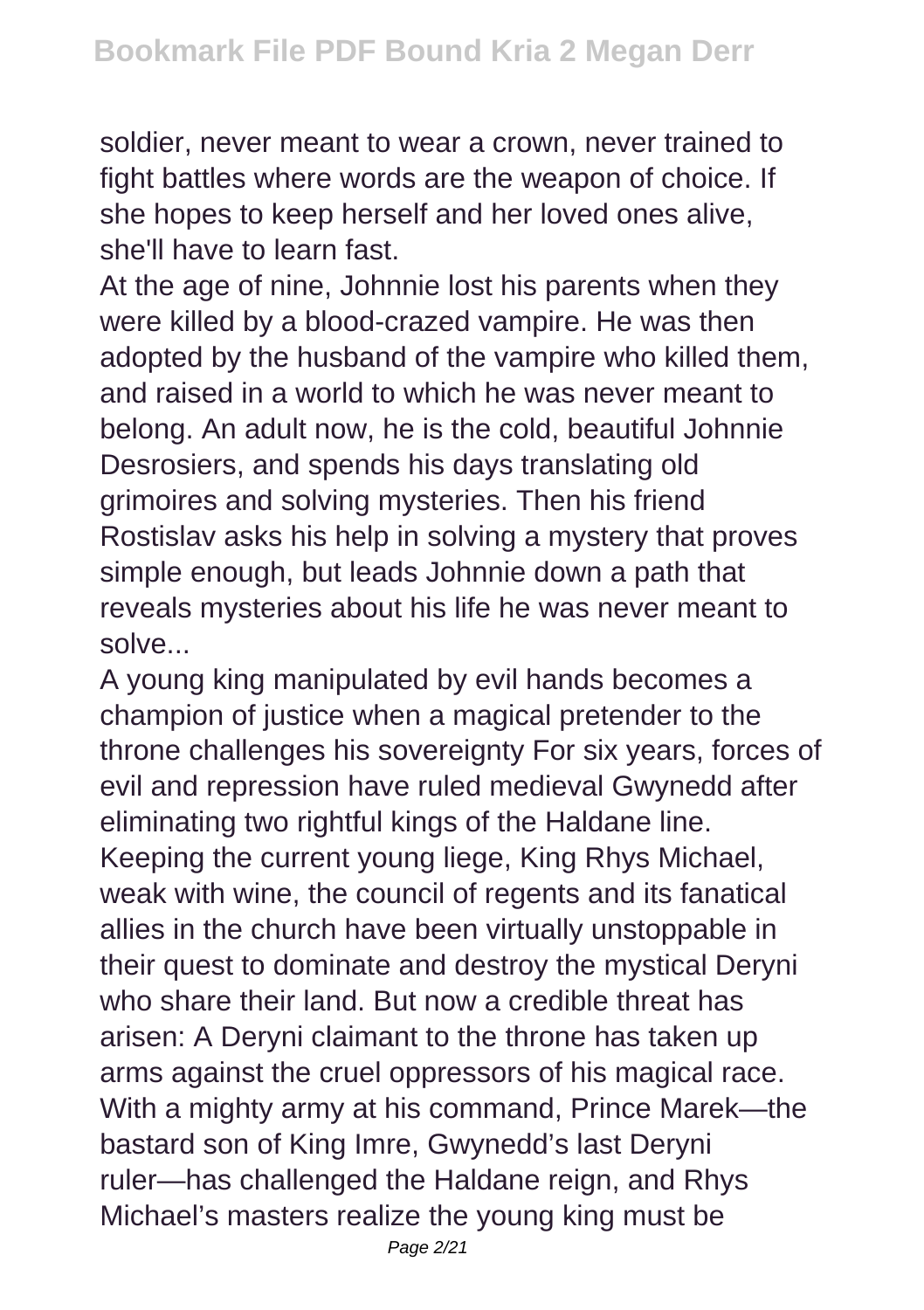soldier, never meant to wear a crown, never trained to fight battles where words are the weapon of choice. If she hopes to keep herself and her loved ones alive, she'll have to learn fast.

At the age of nine, Johnnie lost his parents when they were killed by a blood-crazed vampire. He was then adopted by the husband of the vampire who killed them, and raised in a world to which he was never meant to belong. An adult now, he is the cold, beautiful Johnnie Desrosiers, and spends his days translating old grimoires and solving mysteries. Then his friend Rostislav asks his help in solving a mystery that proves simple enough, but leads Johnnie down a path that reveals mysteries about his life he was never meant to solve...

A young king manipulated by evil hands becomes a champion of justice when a magical pretender to the throne challenges his sovereignty For six years, forces of evil and repression have ruled medieval Gwynedd after eliminating two rightful kings of the Haldane line. Keeping the current young liege, King Rhys Michael, weak with wine, the council of regents and its fanatical allies in the church have been virtually unstoppable in their quest to dominate and destroy the mystical Deryni who share their land. But now a credible threat has arisen: A Deryni claimant to the throne has taken up arms against the cruel oppressors of his magical race. With a mighty army at his command, Prince Marek—the bastard son of King Imre, Gwynedd's last Deryni ruler—has challenged the Haldane reign, and Rhys Michael's masters realize the young king must be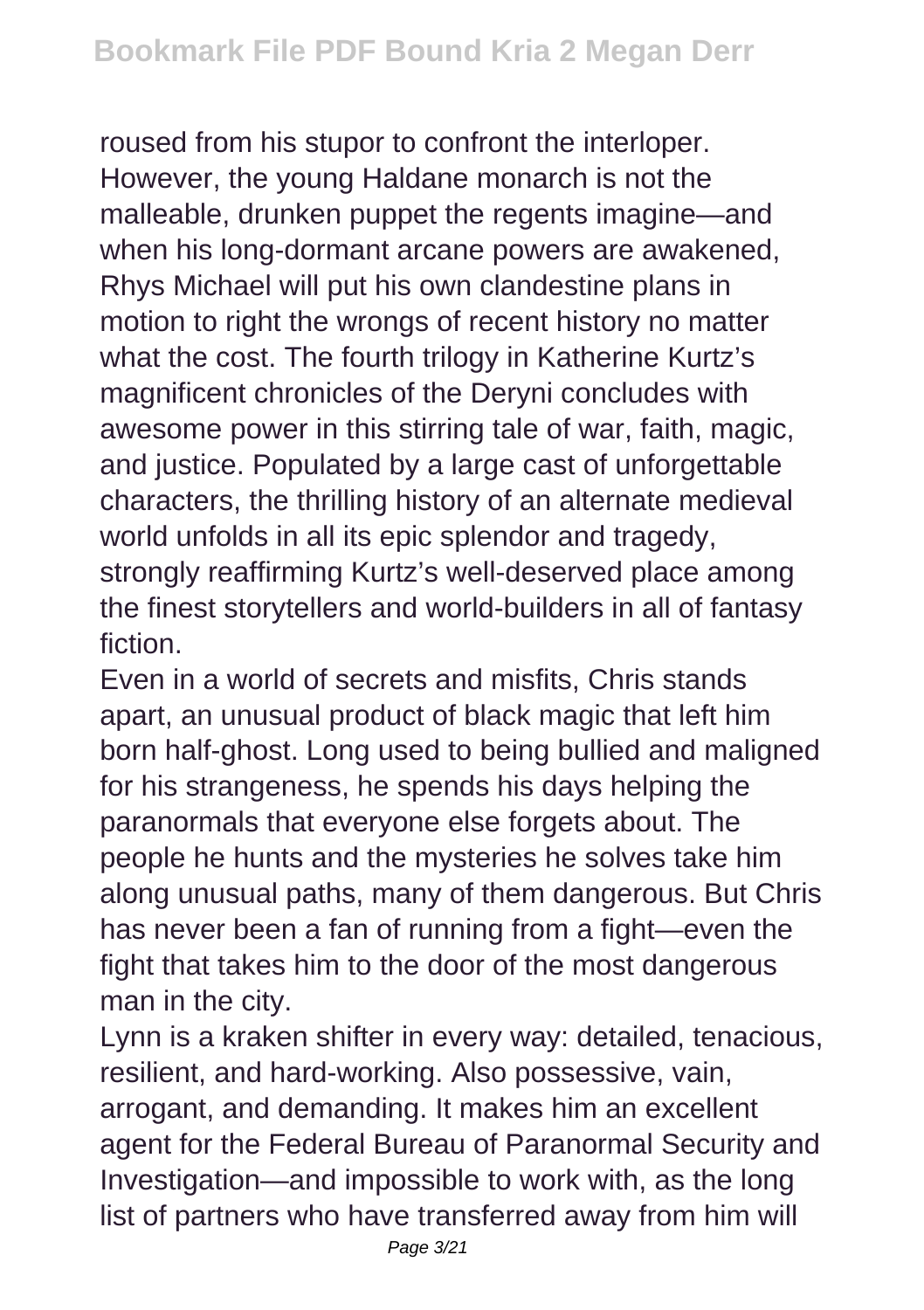roused from his stupor to confront the interloper. However, the young Haldane monarch is not the malleable, drunken puppet the regents imagine—and when his long-dormant arcane powers are awakened, Rhys Michael will put his own clandestine plans in motion to right the wrongs of recent history no matter what the cost. The fourth trilogy in Katherine Kurtz's magnificent chronicles of the Deryni concludes with awesome power in this stirring tale of war, faith, magic, and justice. Populated by a large cast of unforgettable characters, the thrilling history of an alternate medieval world unfolds in all its epic splendor and tragedy, strongly reaffirming Kurtz's well-deserved place among the finest storytellers and world-builders in all of fantasy fiction.

Even in a world of secrets and misfits, Chris stands apart, an unusual product of black magic that left him born half-ghost. Long used to being bullied and maligned for his strangeness, he spends his days helping the paranormals that everyone else forgets about. The people he hunts and the mysteries he solves take him along unusual paths, many of them dangerous. But Chris has never been a fan of running from a fight—even the fight that takes him to the door of the most dangerous man in the city.

Lynn is a kraken shifter in every way: detailed, tenacious, resilient, and hard-working. Also possessive, vain, arrogant, and demanding. It makes him an excellent agent for the Federal Bureau of Paranormal Security and Investigation—and impossible to work with, as the long list of partners who have transferred away from him will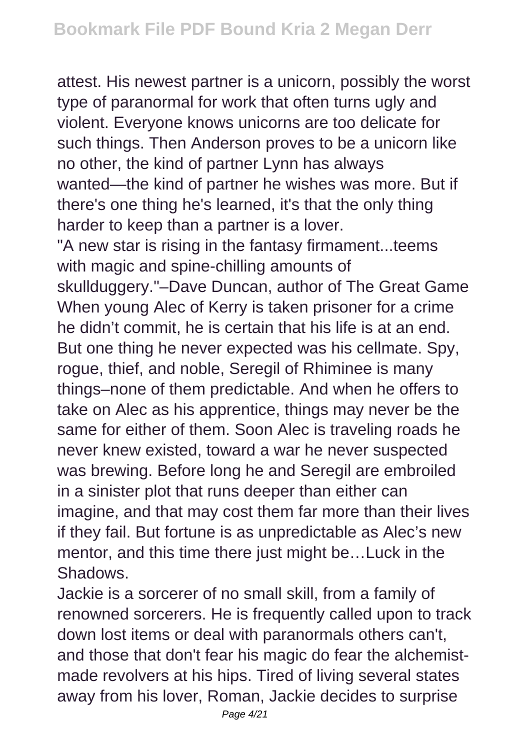attest. His newest partner is a unicorn, possibly the worst type of paranormal for work that often turns ugly and violent. Everyone knows unicorns are too delicate for such things. Then Anderson proves to be a unicorn like no other, the kind of partner Lynn has always wanted—the kind of partner he wishes was more. But if there's one thing he's learned, it's that the only thing harder to keep than a partner is a lover.

"A new star is rising in the fantasy firmament...teems with magic and spine-chilling amounts of skullduggery."–Dave Duncan, author of The Great Game When young Alec of Kerry is taken prisoner for a crime he didn't commit, he is certain that his life is at an end. But one thing he never expected was his cellmate. Spy, rogue, thief, and noble, Seregil of Rhiminee is many things–none of them predictable. And when he offers to take on Alec as his apprentice, things may never be the same for either of them. Soon Alec is traveling roads he never knew existed, toward a war he never suspected was brewing. Before long he and Seregil are embroiled in a sinister plot that runs deeper than either can imagine, and that may cost them far more than their lives if they fail. But fortune is as unpredictable as Alec's new mentor, and this time there just might be…Luck in the Shadows.

Jackie is a sorcerer of no small skill, from a family of renowned sorcerers. He is frequently called upon to track down lost items or deal with paranormals others can't, and those that don't fear his magic do fear the alchemist-made revolvers at his hips. Tired of living several states away from his lover, Roman, Jackie decides to surprise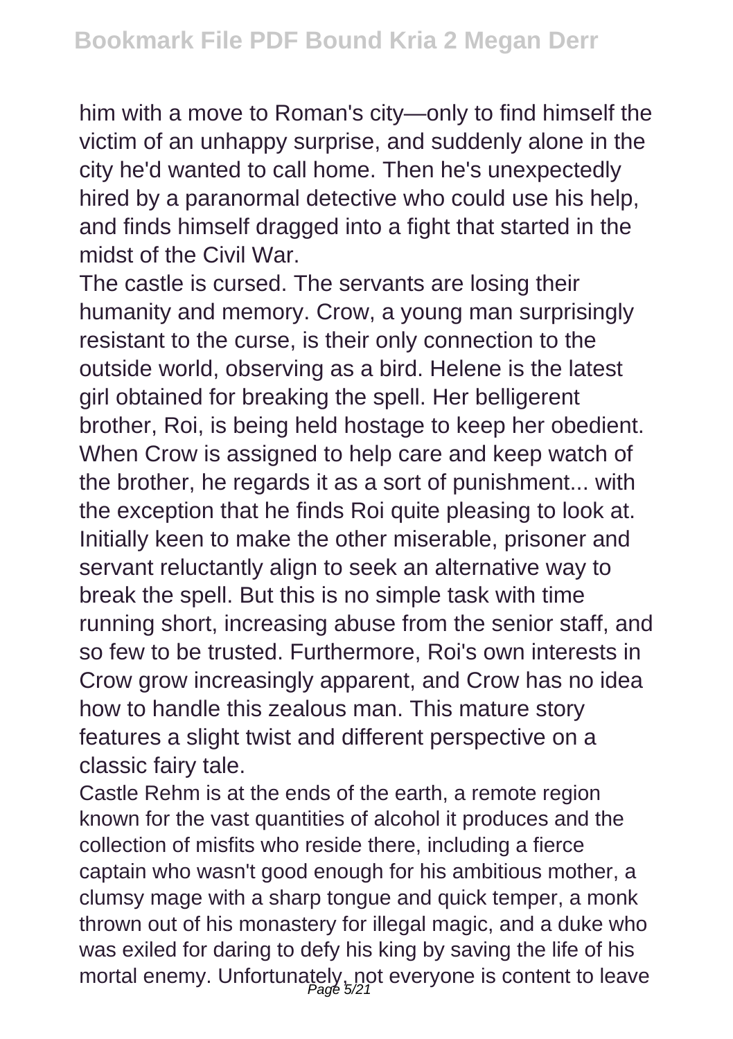him with a move to Roman's city—only to find himself the victim of an unhappy surprise, and suddenly alone in the city he'd wanted to call home. Then he's unexpectedly hired by a paranormal detective who could use his help, and finds himself dragged into a fight that started in the midst of the Civil War.

The castle is cursed. The servants are losing their humanity and memory. Crow, a young man surprisingly resistant to the curse, is their only connection to the outside world, observing as a bird. Helene is the latest girl obtained for breaking the spell. Her belligerent brother, Roi, is being held hostage to keep her obedient. When Crow is assigned to help care and keep watch of the brother, he regards it as a sort of punishment... with the exception that he finds Roi quite pleasing to look at. Initially keen to make the other miserable, prisoner and servant reluctantly align to seek an alternative way to break the spell. But this is no simple task with time running short, increasing abuse from the senior staff, and so few to be trusted. Furthermore, Roi's own interests in Crow grow increasingly apparent, and Crow has no idea how to handle this zealous man. This mature story features a slight twist and different perspective on a classic fairy tale.

Castle Rehm is at the ends of the earth, a remote region known for the vast quantities of alcohol it produces and the collection of misfits who reside there, including a fierce captain who wasn't good enough for his ambitious mother, a clumsy mage with a sharp tongue and quick temper, a monk thrown out of his monastery for illegal magic, and a duke who was exiled for daring to defy his king by saving the life of his mortal enemy. Unfortunately, not everyone is content to leave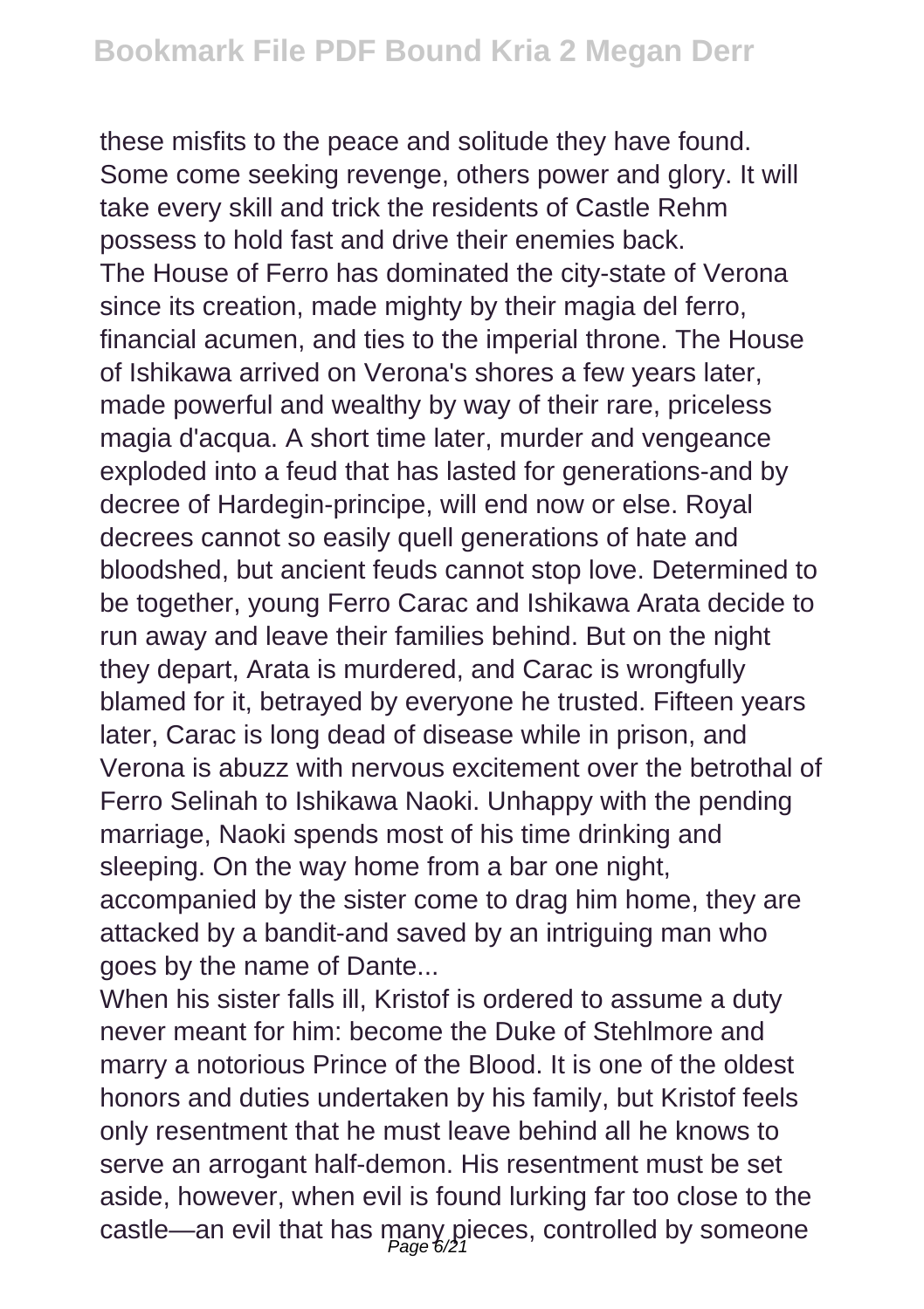these misfits to the peace and solitude they have found. Some come seeking revenge, others power and glory. It will take every skill and trick the residents of Castle Rehm possess to hold fast and drive their enemies back.

The House of Ferro has dominated the city-state of Verona since its creation, made mighty by their magia del ferro, financial acumen, and ties to the imperial throne. The House of Ishikawa arrived on Verona's shores a few years later, made powerful and wealthy by way of their rare, priceless magia d'acqua. A short time later, murder and vengeance exploded into a feud that has lasted for generations-and by decree of Hardegin-principe, will end now or else. Royal decrees cannot so easily quell generations of hate and bloodshed, but ancient feuds cannot stop love. Determined to be together, young Ferro Carac and Ishikawa Arata decide to run away and leave their families behind. But on the night they depart, Arata is murdered, and Carac is wrongfully blamed for it, betrayed by everyone he trusted. Fifteen years later, Carac is long dead of disease while in prison, and Verona is abuzz with nervous excitement over the betrothal of Ferro Selinah to Ishikawa Naoki. Unhappy with the pending marriage, Naoki spends most of his time drinking and sleeping. On the way home from a bar one night, accompanied by the sister come to drag him home, they are attacked by a bandit-and saved by an intriguing man who goes by the name of Dante...

When his sister falls ill, Kristof is ordered to assume a duty never meant for him: become the Duke of Stehlmore and marry a notorious Prince of the Blood. It is one of the oldest honors and duties undertaken by his family, but Kristof feels only resentment that he must leave behind all he knows to serve an arrogant half-demon. His resentment must be set aside, however, when evil is found lurking far too close to the castle—an evil that has many pieces, controlled by someone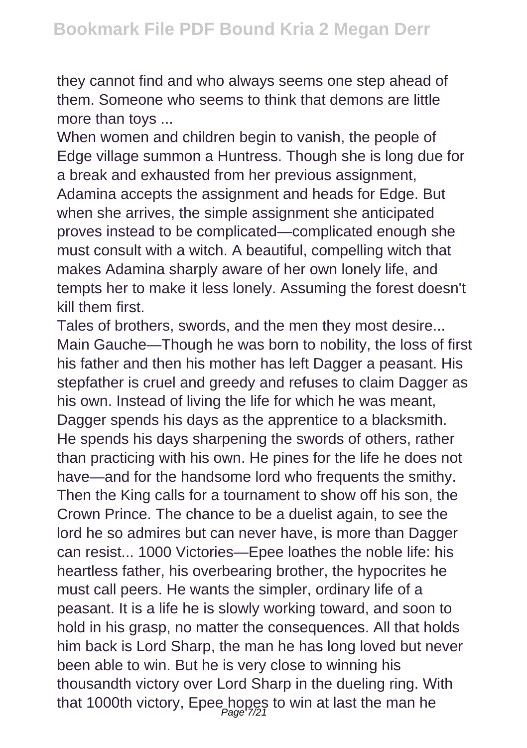they cannot find and who always seems one step ahead of them. Someone who seems to think that demons are little more than toys ...

When women and children begin to vanish, the people of Edge village summon a Huntress. Though she is long due for a break and exhausted from her previous assignment, Adamina accepts the assignment and heads for Edge. But when she arrives, the simple assignment she anticipated proves instead to be complicated—complicated enough she must consult with a witch. A beautiful, compelling witch that makes Adamina sharply aware of her own lonely life, and tempts her to make it less lonely. Assuming the forest doesn't kill them first.

Tales of brothers, swords, and the men they most desire... Main Gauche—Though he was born to nobility, the loss of first his father and then his mother has left Dagger a peasant. His stepfather is cruel and greedy and refuses to claim Dagger as his own. Instead of living the life for which he was meant, Dagger spends his days as the apprentice to a blacksmith. He spends his days sharpening the swords of others, rather than practicing with his own. He pines for the life he does not have—and for the handsome lord who frequents the smithy. Then the King calls for a tournament to show off his son, the Crown Prince. The chance to be a duelist again, to see the lord he so admires but can never have, is more than Dagger can resist... 1000 Victories—Epee loathes the noble life: his heartless father, his overbearing brother, the hypocrites he must call peers. He wants the simpler, ordinary life of a peasant. It is a life he is slowly working toward, and soon to hold in his grasp, no matter the consequences. All that holds him back is Lord Sharp, the man he has long loved but never been able to win. But he is very close to winning his thousandth victory over Lord Sharp in the dueling ring. With that 1000th victory, Epee hopes to win at last the man he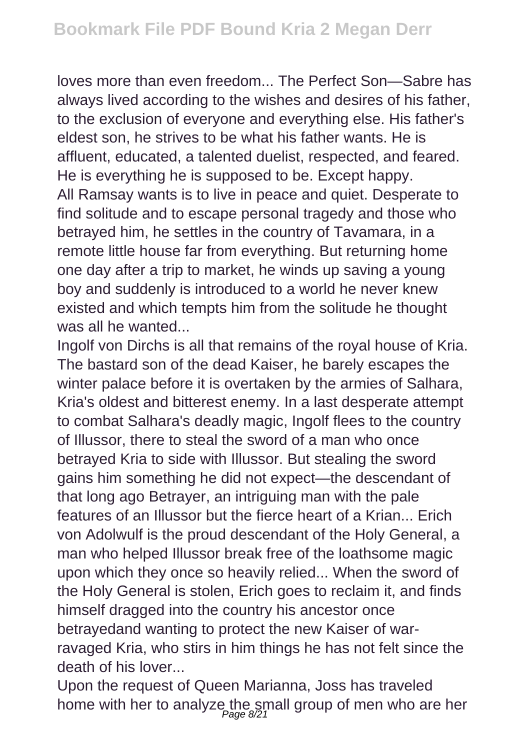loves more than even freedom... The Perfect Son—Sabre has always lived according to the wishes and desires of his father, to the exclusion of everyone and everything else. His father's eldest son, he strives to be what his father wants. He is affluent, educated, a talented duelist, respected, and feared. He is everything he is supposed to be. Except happy.

All Ramsay wants is to live in peace and quiet. Desperate to find solitude and to escape personal tragedy and those who betrayed him, he settles in the country of Tavamara, in a remote little house far from everything. But returning home one day after a trip to market, he winds up saving a young boy and suddenly is introduced to a world he never knew existed and which tempts him from the solitude he thought was all he wanted...

Ingolf von Dirchs is all that remains of the royal house of Kria. The bastard son of the dead Kaiser, he barely escapes the winter palace before it is overtaken by the armies of Salhara, Kria's oldest and bitterest enemy. In a last desperate attempt to combat Salhara's deadly magic, Ingolf flees to the country of Illussor, there to steal the sword of a man who once betrayed Kria to side with Illussor. But stealing the sword gains him something he did not expect—the descendant of that long ago Betrayer, an intriguing man with the pale features of an Illussor but the fierce heart of a Krian... Erich von Adolwulf is the proud descendant of the Holy General, a man who helped Illussor break free of the loathsome magic upon which they once so heavily relied... When the sword of the Holy General is stolen, Erich goes to reclaim it, and finds himself dragged into the country his ancestor once betrayedand wanting to protect the new Kaiser of war-ravaged Kria, who stirs in him things he has not felt since the death of his lover...

Upon the request of Queen Marianna, Joss has traveled home with her to analyze the small group of men who are her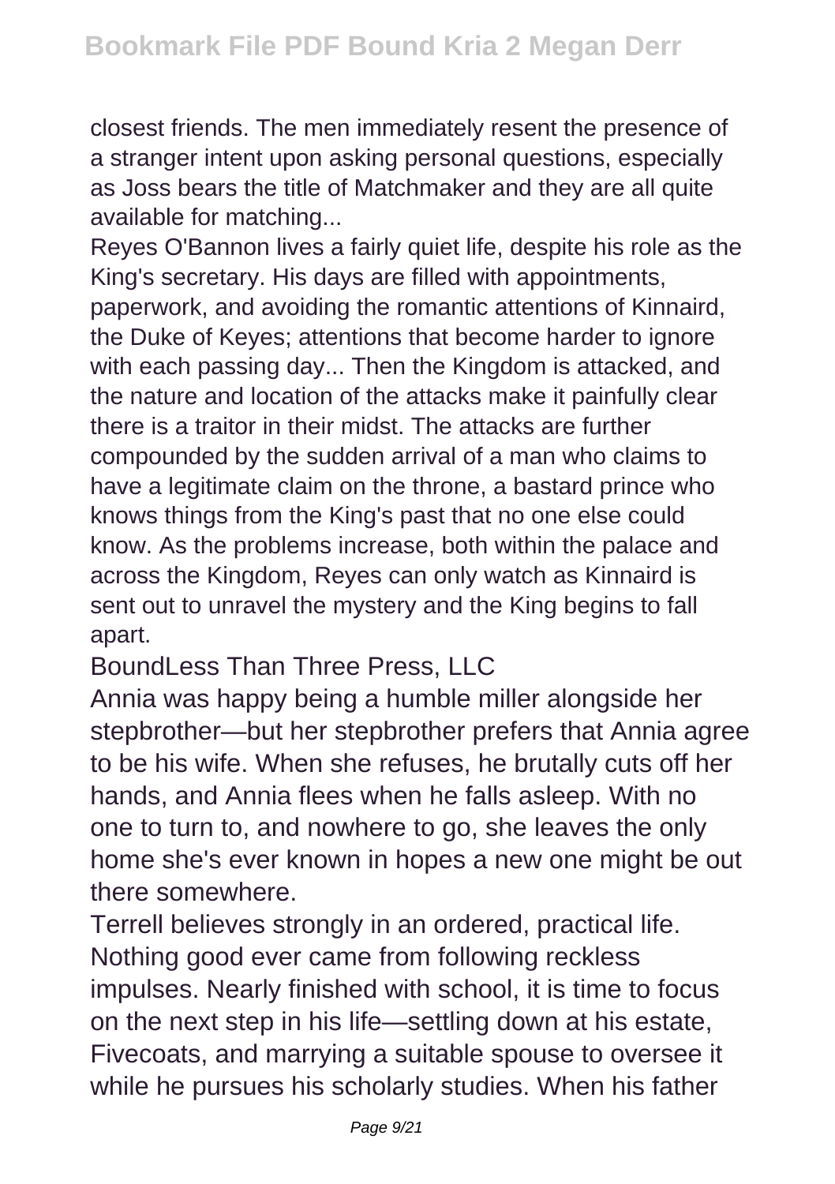closest friends. The men immediately resent the presence of a stranger intent upon asking personal questions, especially as Joss bears the title of Matchmaker and they are all quite available for matching...

Reyes O'Bannon lives a fairly quiet life, despite his role as the King's secretary. His days are filled with appointments, paperwork, and avoiding the romantic attentions of Kinnaird, the Duke of Keyes; attentions that become harder to ignore with each passing day... Then the Kingdom is attacked, and the nature and location of the attacks make it painfully clear there is a traitor in their midst. The attacks are further compounded by the sudden arrival of a man who claims to have a legitimate claim on the throne, a bastard prince who knows things from the King's past that no one else could know. As the problems increase, both within the palace and across the Kingdom, Reyes can only watch as Kinnaird is sent out to unravel the mystery and the King begins to fall apart.

BoundLess Than Three Press, LLC

Annia was happy being a humble miller alongside her stepbrother—but her stepbrother prefers that Annia agree to be his wife. When she refuses, he brutally cuts off her hands, and Annia flees when he falls asleep. With no one to turn to, and nowhere to go, she leaves the only home she's ever known in hopes a new one might be out there somewhere.

Terrell believes strongly in an ordered, practical life. Nothing good ever came from following reckless impulses. Nearly finished with school, it is time to focus on the next step in his life—settling down at his estate, Fivecoats, and marrying a suitable spouse to oversee it while he pursues his scholarly studies. When his father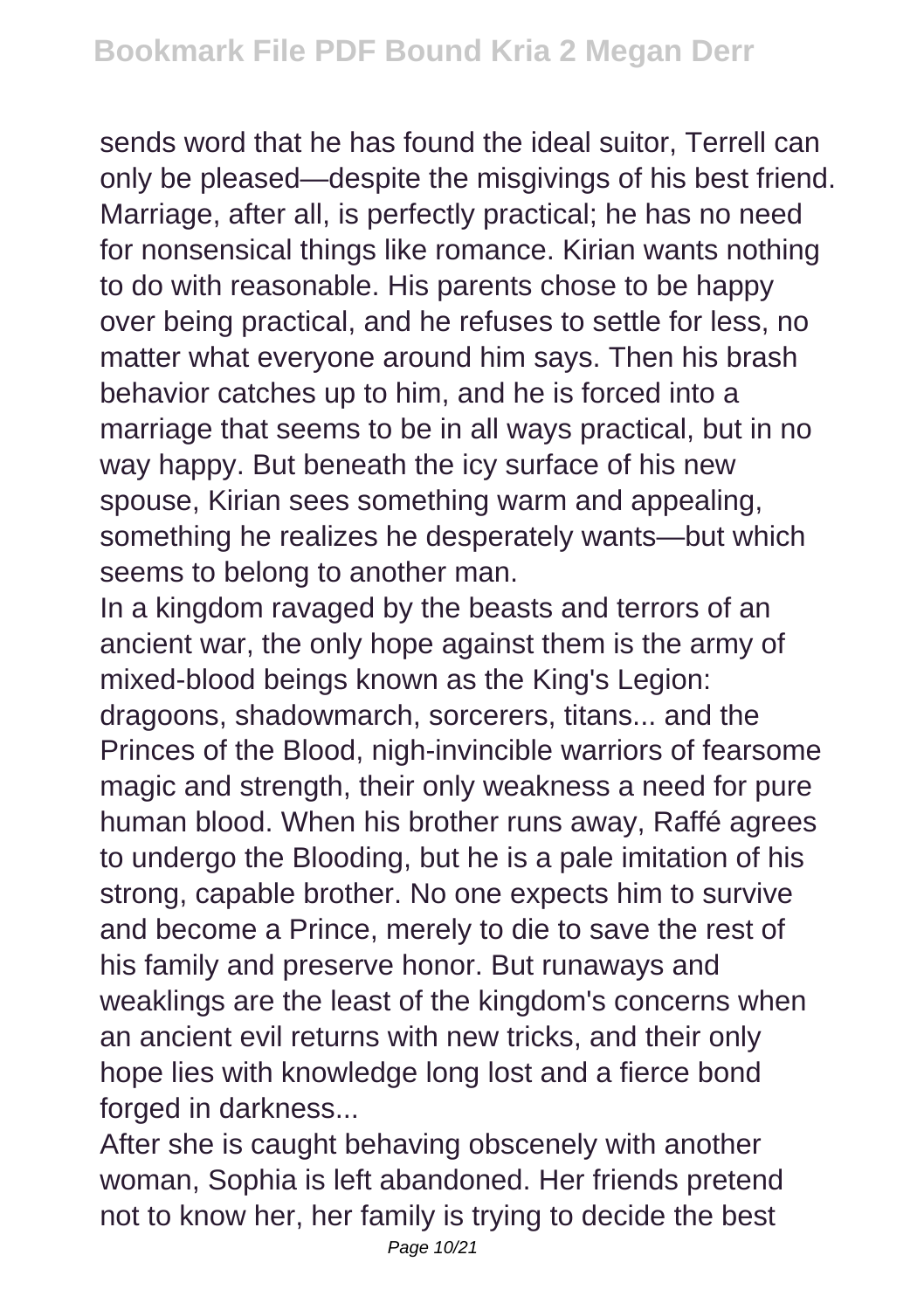sends word that he has found the ideal suitor, Terrell can only be pleased—despite the misgivings of his best friend. Marriage, after all, is perfectly practical; he has no need for nonsensical things like romance. Kirian wants nothing to do with reasonable. His parents chose to be happy over being practical, and he refuses to settle for less, no matter what everyone around him says. Then his brash behavior catches up to him, and he is forced into a marriage that seems to be in all ways practical, but in no way happy. But beneath the icy surface of his new spouse, Kirian sees something warm and appealing, something he realizes he desperately wants—but which seems to belong to another man.

In a kingdom ravaged by the beasts and terrors of an ancient war, the only hope against them is the army of mixed-blood beings known as the King's Legion: dragoons, shadowmarch, sorcerers, titans... and the Princes of the Blood, nigh-invincible warriors of fearsome magic and strength, their only weakness a need for pure human blood. When his brother runs away, Raffé agrees to undergo the Blooding, but he is a pale imitation of his strong, capable brother. No one expects him to survive and become a Prince, merely to die to save the rest of his family and preserve honor. But runaways and weaklings are the least of the kingdom's concerns when an ancient evil returns with new tricks, and their only hope lies with knowledge long lost and a fierce bond forged in darkness...

After she is caught behaving obscenely with another woman, Sophia is left abandoned. Her friends pretend not to know her, her family is trying to decide the best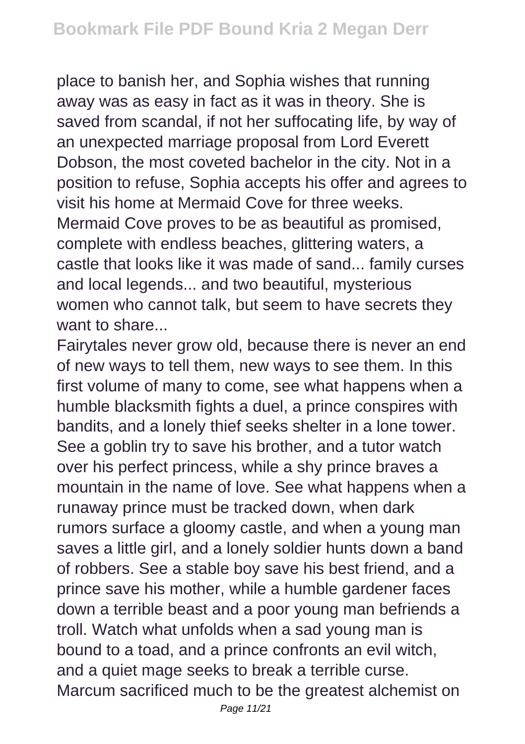place to banish her, and Sophia wishes that running away was as easy in fact as it was in theory. She is saved from scandal, if not her suffocating life, by way of an unexpected marriage proposal from Lord Everett Dobson, the most coveted bachelor in the city. Not in a position to refuse, Sophia accepts his offer and agrees to visit his home at Mermaid Cove for three weeks. Mermaid Cove proves to be as beautiful as promised, complete with endless beaches, glittering waters, a castle that looks like it was made of sand... family curses and local legends... and two beautiful, mysterious women who cannot talk, but seem to have secrets they want to share...

Fairytales never grow old, because there is never an end of new ways to tell them, new ways to see them. In this first volume of many to come, see what happens when a humble blacksmith fights a duel, a prince conspires with bandits, and a lonely thief seeks shelter in a lone tower. See a goblin try to save his brother, and a tutor watch over his perfect princess, while a shy prince braves a mountain in the name of love. See what happens when a runaway prince must be tracked down, when dark rumors surface a gloomy castle, and when a young man saves a little girl, and a lonely soldier hunts down a band of robbers. See a stable boy save his best friend, and a prince save his mother, while a humble gardener faces down a terrible beast and a poor young man befriends a troll. Watch what unfolds when a sad young man is bound to a toad, and a prince confronts an evil witch, and a quiet mage seeks to break a terrible curse.

Marcum sacrificed much to be the greatest alchemist on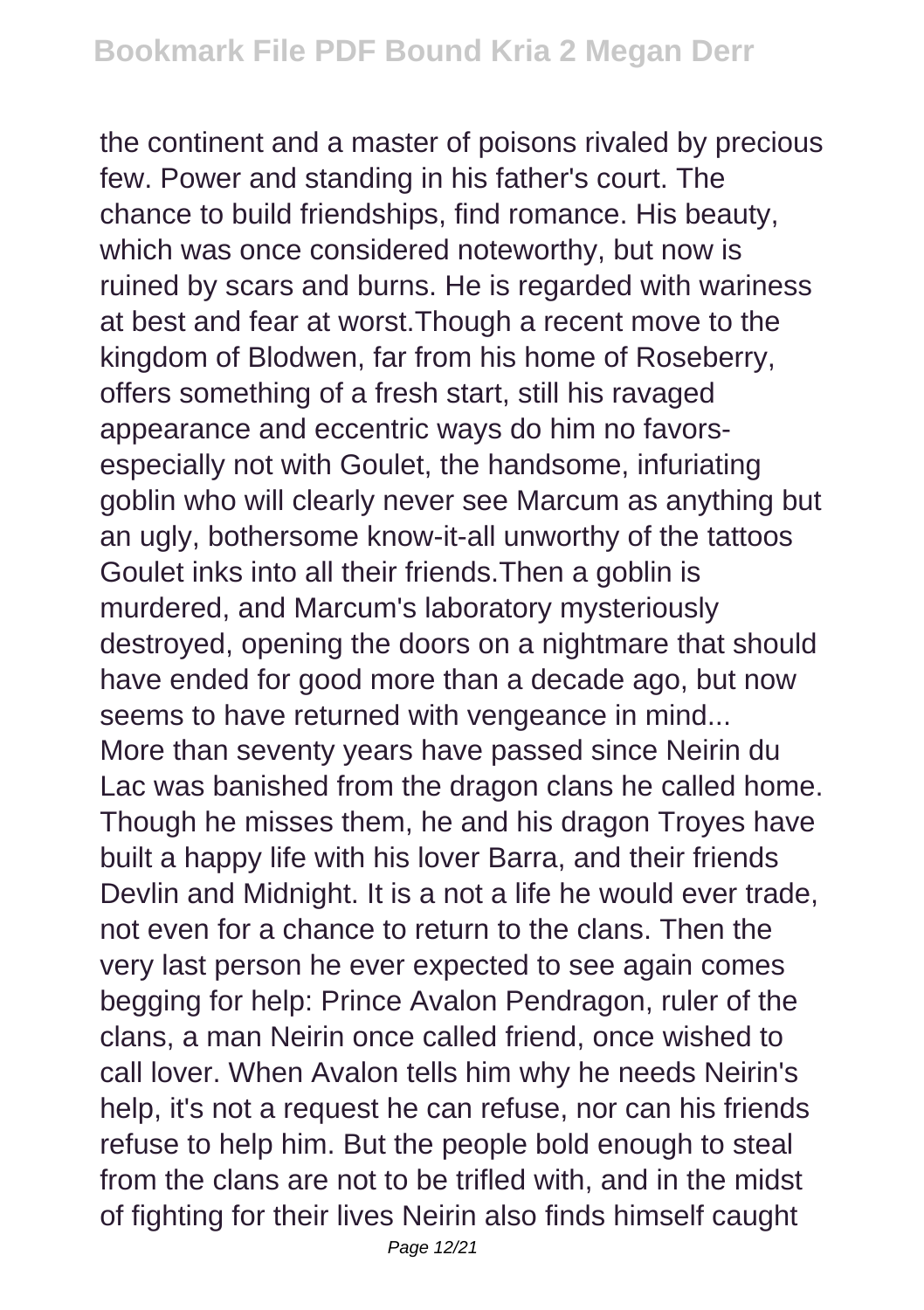the continent and a master of poisons rivaled by precious few. Power and standing in his father's court. The chance to build friendships, find romance. His beauty, which was once considered noteworthy, but now is ruined by scars and burns. He is regarded with wariness at best and fear at worst.Though a recent move to the kingdom of Blodwen, far from his home of Roseberry, offers something of a fresh start, still his ravaged appearance and eccentric ways do him no favors-especially not with Goulet, the handsome, infuriating goblin who will clearly never see Marcum as anything but an ugly, bothersome know-it-all unworthy of the tattoos Goulet inks into all their friends.Then a goblin is murdered, and Marcum's laboratory mysteriously destroyed, opening the doors on a nightmare that should have ended for good more than a decade ago, but now seems to have returned with vengeance in mind...

More than seventy years have passed since Neirin du Lac was banished from the dragon clans he called home. Though he misses them, he and his dragon Troyes have built a happy life with his lover Barra, and their friends Devlin and Midnight. It is a not a life he would ever trade, not even for a chance to return to the clans. Then the very last person he ever expected to see again comes begging for help: Prince Avalon Pendragon, ruler of the clans, a man Neirin once called friend, once wished to call lover. When Avalon tells him why he needs Neirin's help, it's not a request he can refuse, nor can his friends refuse to help him. But the people bold enough to steal from the clans are not to be trifled with, and in the midst of fighting for their lives Neirin also finds himself caught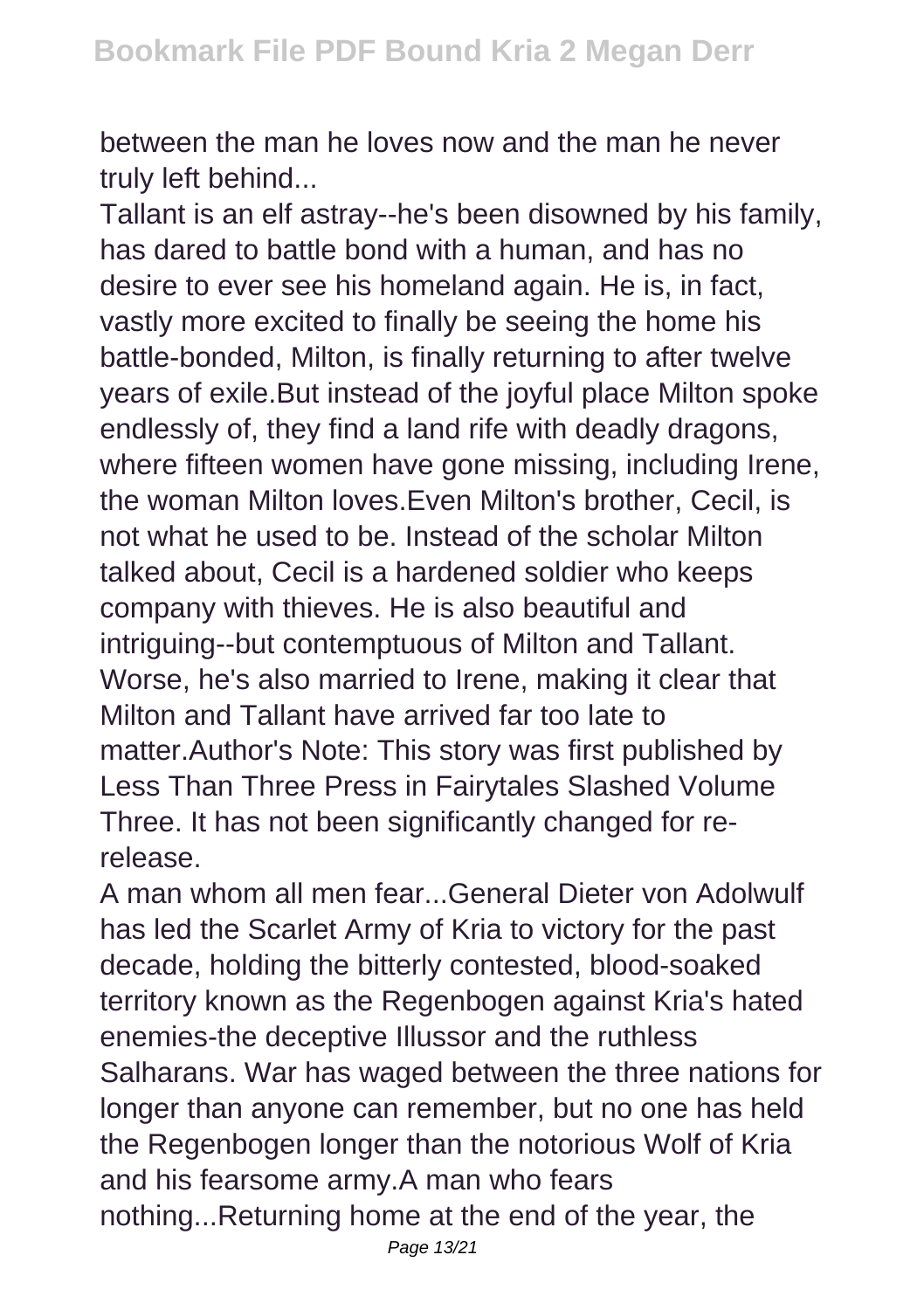between the man he loves now and the man he never truly left behind...

Tallant is an elf astray--he's been disowned by his family, has dared to battle bond with a human, and has no desire to ever see his homeland again. He is, in fact, vastly more excited to finally be seeing the home his battle-bonded, Milton, is finally returning to after twelve years of exile.But instead of the joyful place Milton spoke endlessly of, they find a land rife with deadly dragons, where fifteen women have gone missing, including Irene, the woman Milton loves.Even Milton's brother, Cecil, is not what he used to be. Instead of the scholar Milton talked about, Cecil is a hardened soldier who keeps company with thieves. He is also beautiful and intriguing--but contemptuous of Milton and Tallant. Worse, he's also married to Irene, making it clear that Milton and Tallant have arrived far too late to matter.Author's Note: This story was first published by Less Than Three Press in Fairytales Slashed Volume Three. It has not been significantly changed for re-release.

A man whom all men fear...General Dieter von Adolwulf has led the Scarlet Army of Kria to victory for the past decade, holding the bitterly contested, blood-soaked territory known as the Regenbogen against Kria's hated enemies-the deceptive Illussor and the ruthless Salharans. War has waged between the three nations for longer than anyone can remember, but no one has held the Regenbogen longer than the notorious Wolf of Kria and his fearsome army.A man who fears nothing...Returning home at the end of the year, the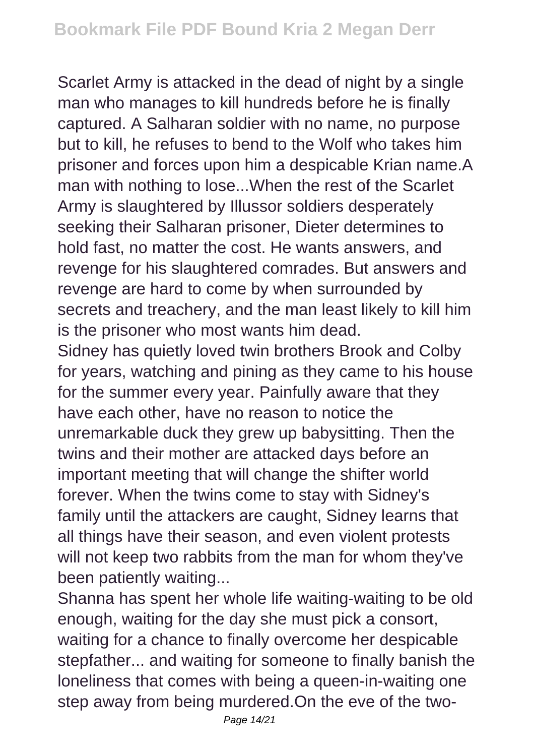Scarlet Army is attacked in the dead of night by a single man who manages to kill hundreds before he is finally captured. A Salharan soldier with no name, no purpose but to kill, he refuses to bend to the Wolf who takes him prisoner and forces upon him a despicable Krian name.A man with nothing to lose...When the rest of the Scarlet Army is slaughtered by Illussor soldiers desperately seeking their Salharan prisoner, Dieter determines to hold fast, no matter the cost. He wants answers, and revenge for his slaughtered comrades. But answers and revenge are hard to come by when surrounded by secrets and treachery, and the man least likely to kill him is the prisoner who most wants him dead.

Sidney has quietly loved twin brothers Brook and Colby for years, watching and pining as they came to his house for the summer every year. Painfully aware that they have each other, have no reason to notice the unremarkable duck they grew up babysitting. Then the twins and their mother are attacked days before an important meeting that will change the shifter world forever. When the twins come to stay with Sidney's family until the attackers are caught, Sidney learns that all things have their season, and even violent protests will not keep two rabbits from the man for whom they've been patiently waiting...

Shanna has spent her whole life waiting-waiting to be old enough, waiting for the day she must pick a consort, waiting for a chance to finally overcome her despicable stepfather... and waiting for someone to finally banish the loneliness that comes with being a queen-in-waiting one step away from being murdered.On the eve of the two-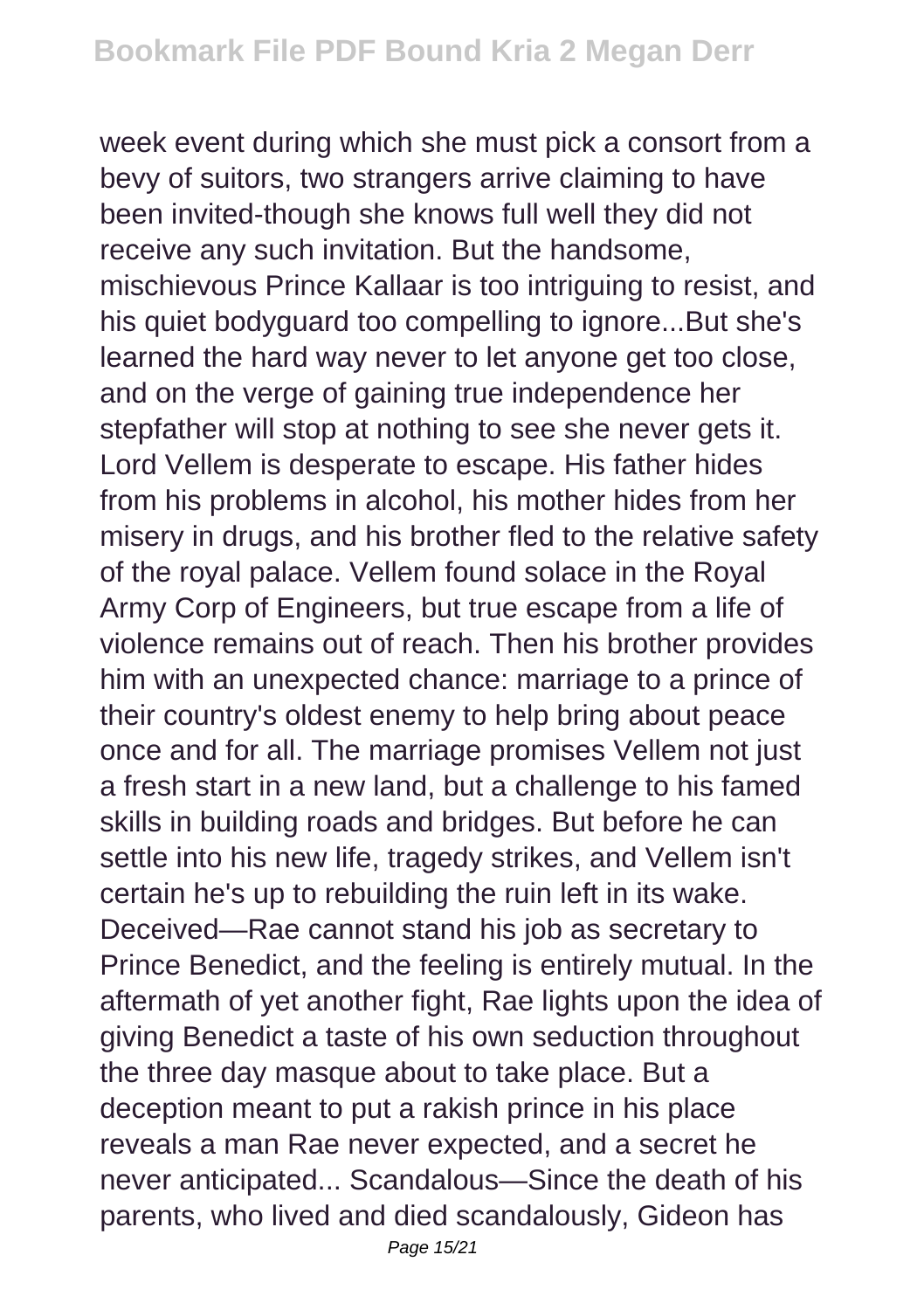week event during which she must pick a consort from a bevy of suitors, two strangers arrive claiming to have been invited-though she knows full well they did not receive any such invitation. But the handsome, mischievous Prince Kallaar is too intriguing to resist, and his quiet bodyguard too compelling to ignore...But she's learned the hard way never to let anyone get too close, and on the verge of gaining true independence her stepfather will stop at nothing to see she never gets it. Lord Vellem is desperate to escape. His father hides from his problems in alcohol, his mother hides from her misery in drugs, and his brother fled to the relative safety of the royal palace. Vellem found solace in the Royal Army Corp of Engineers, but true escape from a life of violence remains out of reach. Then his brother provides him with an unexpected chance: marriage to a prince of their country's oldest enemy to help bring about peace once and for all. The marriage promises Vellem not just a fresh start in a new land, but a challenge to his famed skills in building roads and bridges. But before he can settle into his new life, tragedy strikes, and Vellem isn't certain he's up to rebuilding the ruin left in its wake. Deceived—Rae cannot stand his job as secretary to Prince Benedict, and the feeling is entirely mutual. In the aftermath of yet another fight, Rae lights upon the idea of giving Benedict a taste of his own seduction throughout the three day masque about to take place. But a deception meant to put a rakish prince in his place reveals a man Rae never expected, and a secret he never anticipated... Scandalous—Since the death of his parents, who lived and died scandalously, Gideon has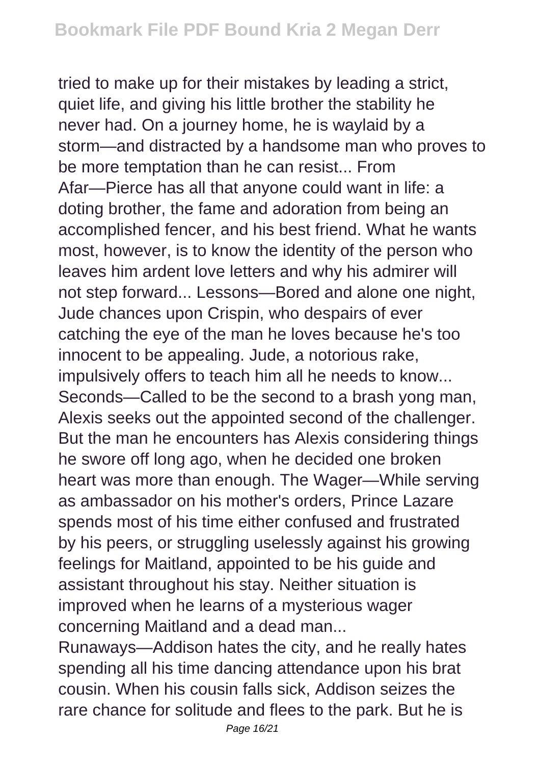tried to make up for their mistakes by leading a strict, quiet life, and giving his little brother the stability he never had. On a journey home, he is waylaid by a storm—and distracted by a handsome man who proves to be more temptation than he can resist... From Afar—Pierce has all that anyone could want in life: a doting brother, the fame and adoration from being an accomplished fencer, and his best friend. What he wants most, however, is to know the identity of the person who leaves him ardent love letters and why his admirer will not step forward... Lessons—Bored and alone one night, Jude chances upon Crispin, who despairs of ever catching the eye of the man he loves because he's too innocent to be appealing. Jude, a notorious rake, impulsively offers to teach him all he needs to know... Seconds—Called to be the second to a brash yong man, Alexis seeks out the appointed second of the challenger. But the man he encounters has Alexis considering things he swore off long ago, when he decided one broken heart was more than enough. The Wager—While serving as ambassador on his mother's orders, Prince Lazare spends most of his time either confused and frustrated by his peers, or struggling uselessly against his growing feelings for Maitland, appointed to be his guide and assistant throughout his stay. Neither situation is improved when he learns of a mysterious wager concerning Maitland and a dead man...

Runaways—Addison hates the city, and he really hates spending all his time dancing attendance upon his brat cousin. When his cousin falls sick, Addison seizes the rare chance for solitude and flees to the park. But he is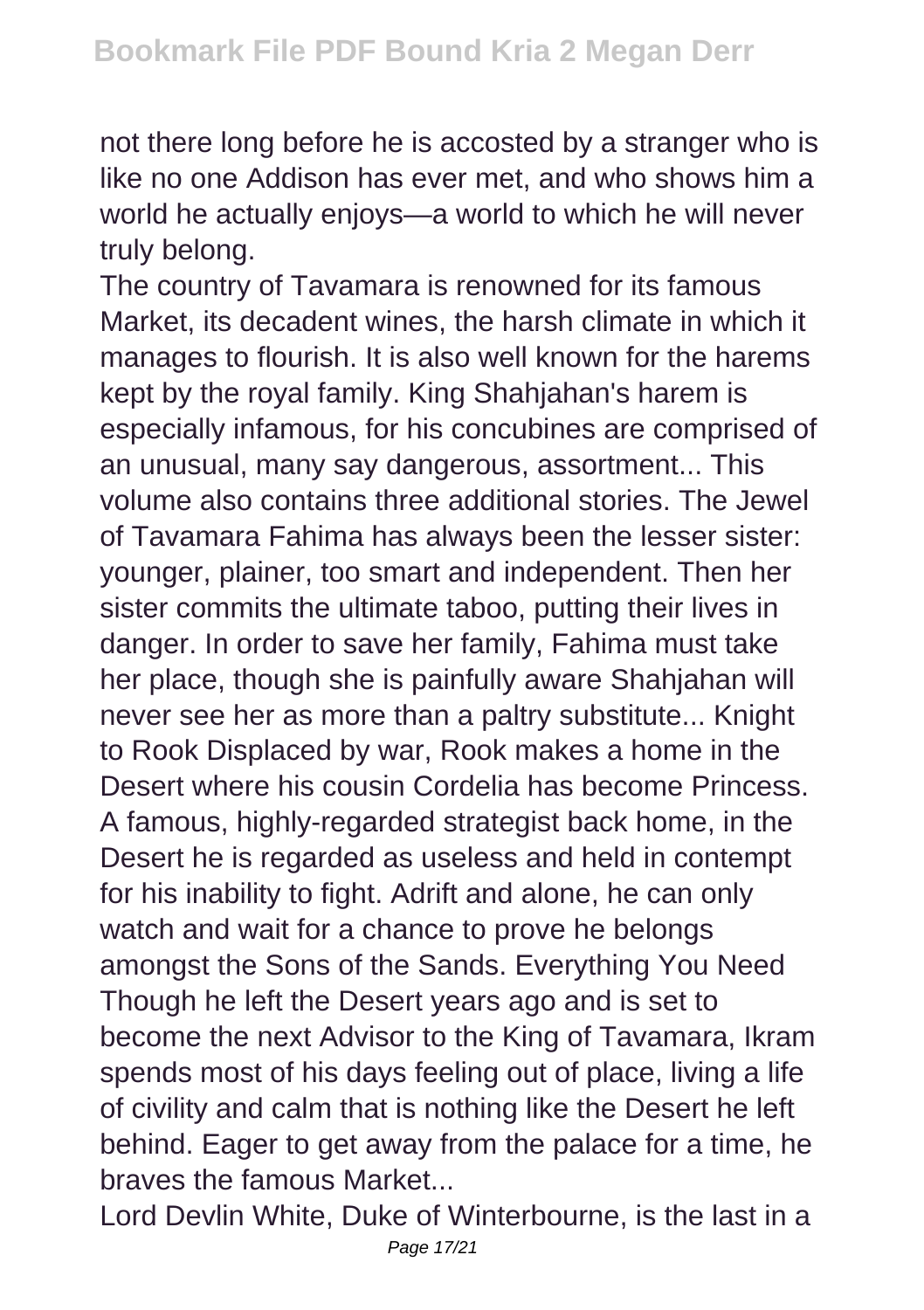not there long before he is accosted by a stranger who is like no one Addison has ever met, and who shows him a world he actually enjoys—a world to which he will never truly belong.

The country of Tavamara is renowned for its famous Market, its decadent wines, the harsh climate in which it manages to flourish. It is also well known for the harems kept by the royal family. King Shahjahan's harem is especially infamous, for his concubines are comprised of an unusual, many say dangerous, assortment... This volume also contains three additional stories. The Jewel of Tavamara Fahima has always been the lesser sister: younger, plainer, too smart and independent. Then her sister commits the ultimate taboo, putting their lives in danger. In order to save her family, Fahima must take her place, though she is painfully aware Shahjahan will never see her as more than a paltry substitute... Knight to Rook Displaced by war, Rook makes a home in the Desert where his cousin Cordelia has become Princess. A famous, highly-regarded strategist back home, in the Desert he is regarded as useless and held in contempt for his inability to fight. Adrift and alone, he can only watch and wait for a chance to prove he belongs amongst the Sons of the Sands. Everything You Need Though he left the Desert years ago and is set to become the next Advisor to the King of Tavamara, Ikram spends most of his days feeling out of place, living a life of civility and calm that is nothing like the Desert he left behind. Eager to get away from the palace for a time, he braves the famous Market...

Lord Devlin White, Duke of Winterbourne, is the last in a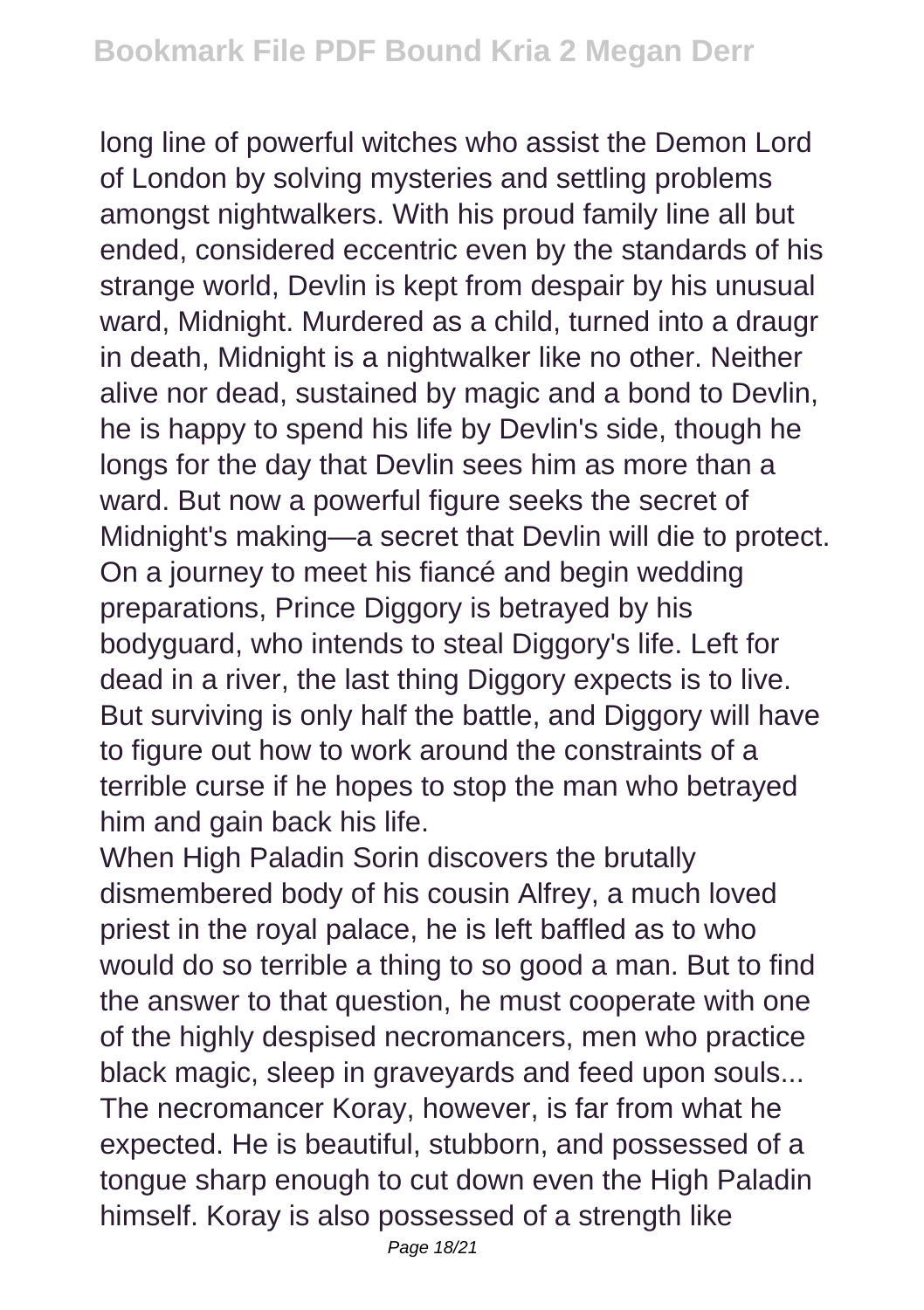long line of powerful witches who assist the Demon Lord of London by solving mysteries and settling problems amongst nightwalkers. With his proud family line all but ended, considered eccentric even by the standards of his strange world, Devlin is kept from despair by his unusual ward, Midnight. Murdered as a child, turned into a draugr in death, Midnight is a nightwalker like no other. Neither alive nor dead, sustained by magic and a bond to Devlin, he is happy to spend his life by Devlin's side, though he longs for the day that Devlin sees him as more than a ward. But now a powerful figure seeks the secret of Midnight's making—a secret that Devlin will die to protect. On a journey to meet his fiancé and begin wedding preparations, Prince Diggory is betrayed by his bodyguard, who intends to steal Diggory's life. Left for dead in a river, the last thing Diggory expects is to live. But surviving is only half the battle, and Diggory will have to figure out how to work around the constraints of a terrible curse if he hopes to stop the man who betrayed him and gain back his life.

When High Paladin Sorin discovers the brutally dismembered body of his cousin Alfrey, a much loved priest in the royal palace, he is left baffled as to who would do so terrible a thing to so good a man. But to find the answer to that question, he must cooperate with one of the highly despised necromancers, men who practice black magic, sleep in graveyards and feed upon souls... The necromancer Koray, however, is far from what he expected. He is beautiful, stubborn, and possessed of a tongue sharp enough to cut down even the High Paladin himself. Koray is also possessed of a strength like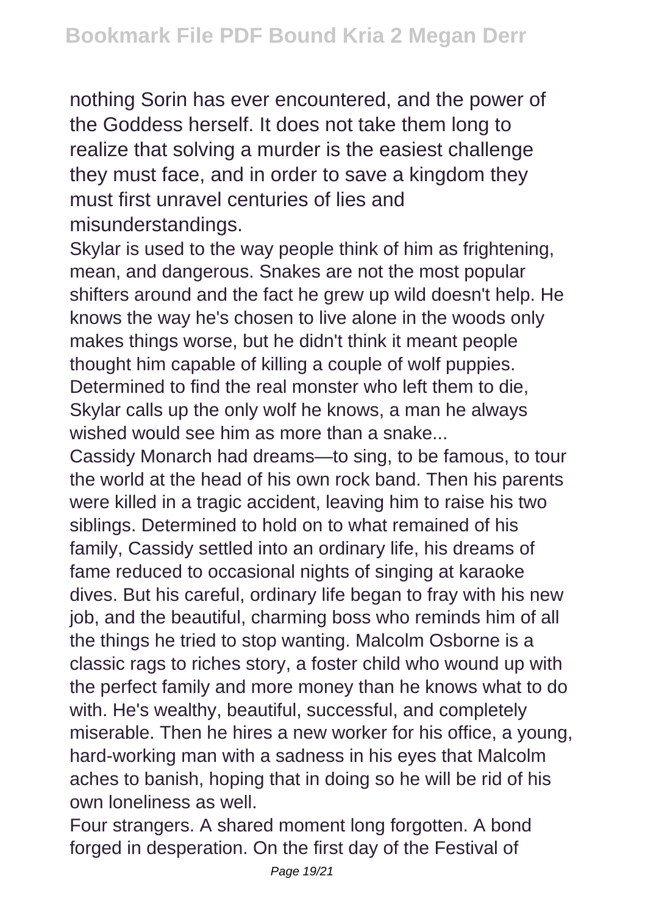nothing Sorin has ever encountered, and the power of the Goddess herself. It does not take them long to realize that solving a murder is the easiest challenge they must face, and in order to save a kingdom they must first unravel centuries of lies and misunderstandings.

Skylar is used to the way people think of him as frightening, mean, and dangerous. Snakes are not the most popular shifters around and the fact he grew up wild doesn't help. He knows the way he's chosen to live alone in the woods only makes things worse, but he didn't think it meant people thought him capable of killing a couple of wolf puppies. Determined to find the real monster who left them to die, Skylar calls up the only wolf he knows, a man he always wished would see him as more than a snake...

Cassidy Monarch had dreams—to sing, to be famous, to tour the world at the head of his own rock band. Then his parents were killed in a tragic accident, leaving him to raise his two siblings. Determined to hold on to what remained of his family, Cassidy settled into an ordinary life, his dreams of fame reduced to occasional nights of singing at karaoke dives. But his careful, ordinary life began to fray with his new job, and the beautiful, charming boss who reminds him of all the things he tried to stop wanting. Malcolm Osborne is a classic rags to riches story, a foster child who wound up with the perfect family and more money than he knows what to do with. He's wealthy, beautiful, successful, and completely miserable. Then he hires a new worker for his office, a young, hard-working man with a sadness in his eyes that Malcolm aches to banish, hoping that in doing so he will be rid of his own loneliness as well.

Four strangers. A shared moment long forgotten. A bond forged in desperation. On the first day of the Festival of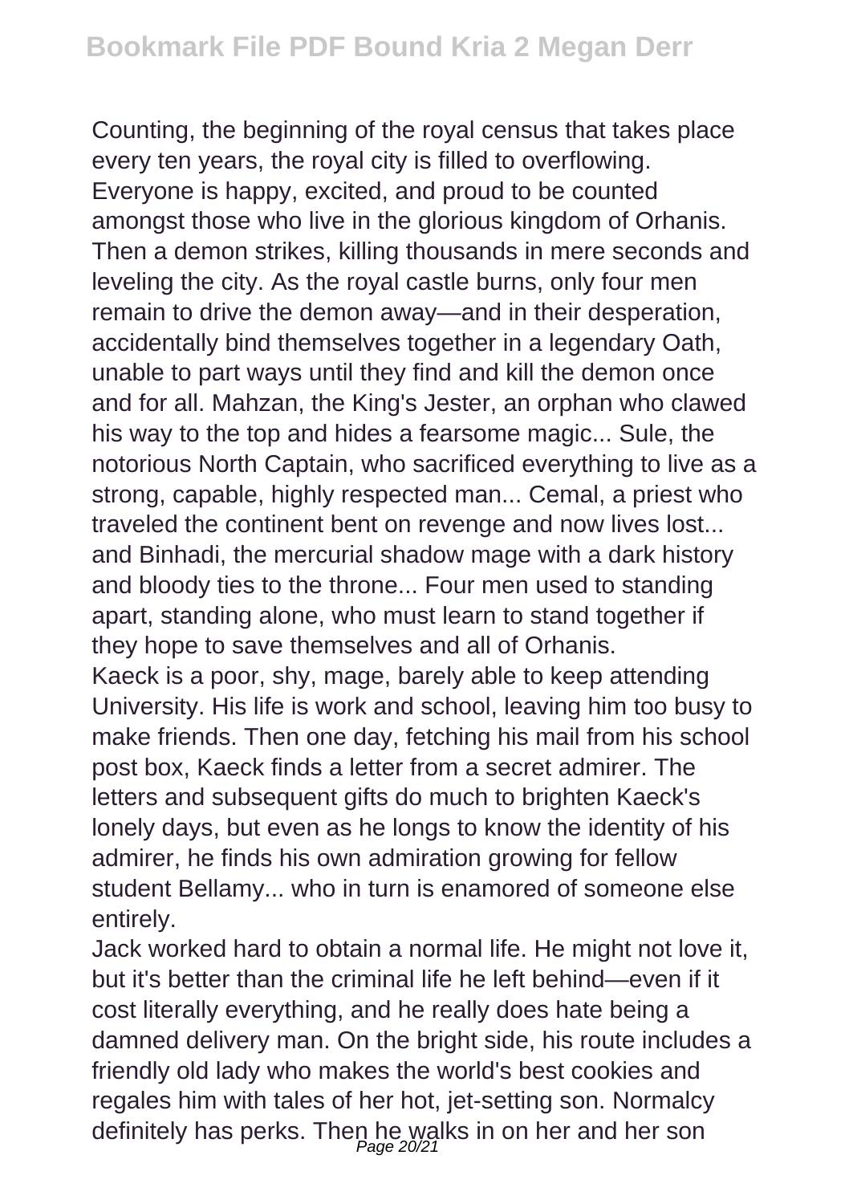Counting, the beginning of the royal census that takes place every ten years, the royal city is filled to overflowing. Everyone is happy, excited, and proud to be counted amongst those who live in the glorious kingdom of Orhanis. Then a demon strikes, killing thousands in mere seconds and leveling the city. As the royal castle burns, only four men remain to drive the demon away—and in their desperation, accidentally bind themselves together in a legendary Oath, unable to part ways until they find and kill the demon once and for all. Mahzan, the King's Jester, an orphan who clawed his way to the top and hides a fearsome magic... Sule, the notorious North Captain, who sacrificed everything to live as a strong, capable, highly respected man... Cemal, a priest who traveled the continent bent on revenge and now lives lost... and Binhadi, the mercurial shadow mage with a dark history and bloody ties to the throne... Four men used to standing apart, standing alone, who must learn to stand together if they hope to save themselves and all of Orhanis.

Kaeck is a poor, shy, mage, barely able to keep attending University. His life is work and school, leaving him too busy to make friends. Then one day, fetching his mail from his school post box, Kaeck finds a letter from a secret admirer. The letters and subsequent gifts do much to brighten Kaeck's lonely days, but even as he longs to know the identity of his admirer, he finds his own admiration growing for fellow student Bellamy... who in turn is enamored of someone else entirely.

Jack worked hard to obtain a normal life. He might not love it, but it's better than the criminal life he left behind—even if it cost literally everything, and he really does hate being a damned delivery man. On the bright side, his route includes a friendly old lady who makes the world's best cookies and regales him with tales of her hot, jet-setting son. Normalcy definitely has perks. Then he walks in on her and her son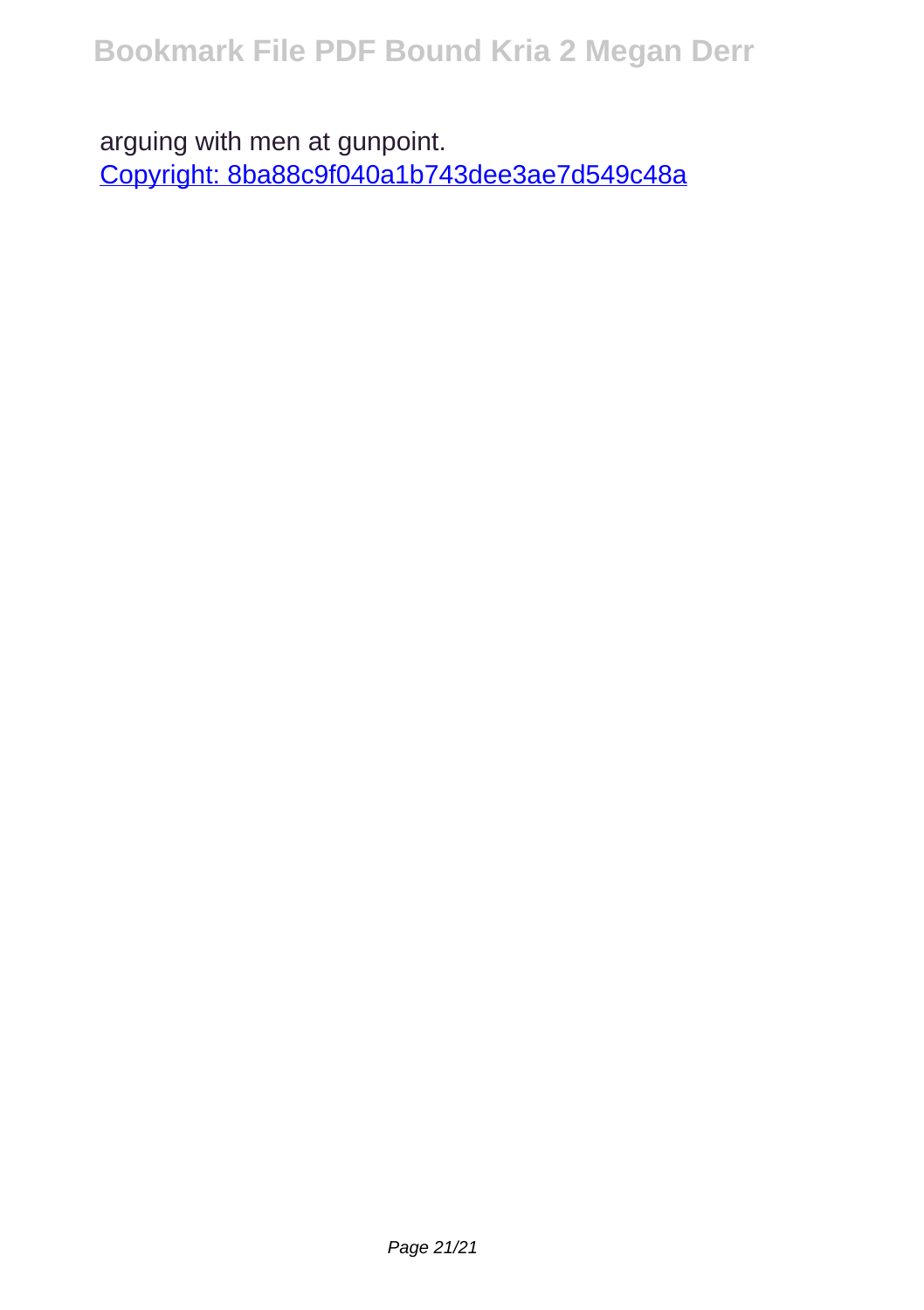arguing with men at gunpoint.
Copyright: 8ba88c9f040a1b743dee3ae7d549c48a